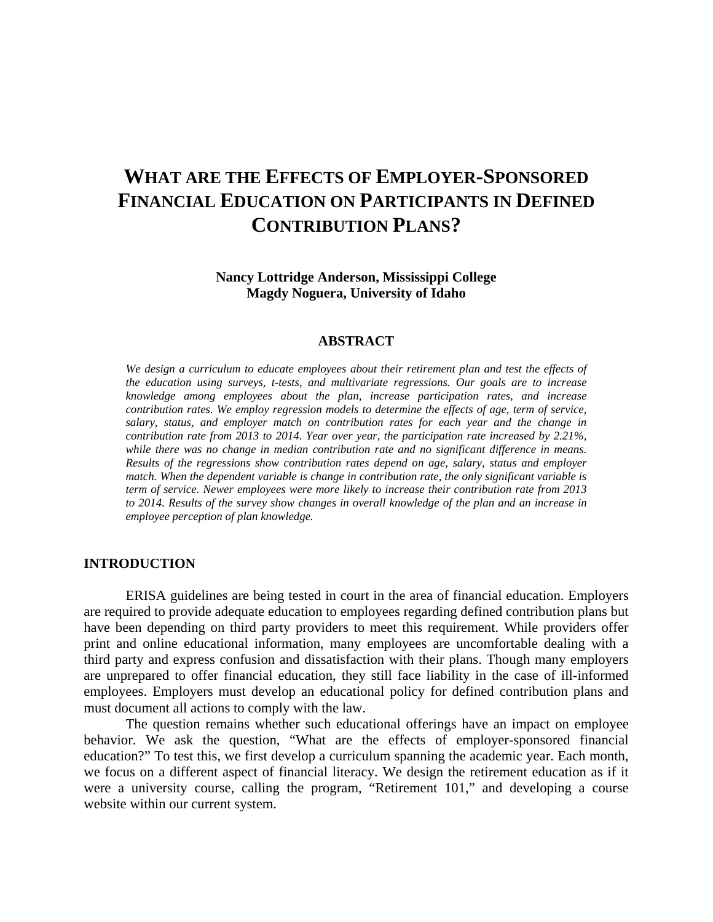# WHAT ARE THE EFFECTS OF EMPLOYER-SPONSORED FINANCIAL EDUCATION ON PARTICIPANTS IN DEFINED CONTRIBUTION PLANS?

**Nancy Lottridge Anderson, Mississippi College**
**Magdy Noguera, University of Idaho**

## ABSTRACT

*We design a curriculum to educate employees about their retirement plan and test the effects of the education using surveys, t-tests, and multivariate regressions. Our goals are to increase knowledge among employees about the plan, increase participation rates, and increase contribution rates. We employ regression models to determine the effects of age, term of service, salary, status, and employer match on contribution rates for each year and the change in contribution rate from 2013 to 2014. Year over year, the participation rate increased by 2.21%, while there was no change in median contribution rate and no significant difference in means. Results of the regressions show contribution rates depend on age, salary, status and employer match. When the dependent variable is change in contribution rate, the only significant variable is term of service. Newer employees were more likely to increase their contribution rate from 2013 to 2014. Results of the survey show changes in overall knowledge of the plan and an increase in employee perception of plan knowledge.*

## INTRODUCTION

ERISA guidelines are being tested in court in the area of financial education. Employers are required to provide adequate education to employees regarding defined contribution plans but have been depending on third party providers to meet this requirement. While providers offer print and online educational information, many employees are uncomfortable dealing with a third party and express confusion and dissatisfaction with their plans. Though many employers are unprepared to offer financial education, they still face liability in the case of ill-informed employees. Employers must develop an educational policy for defined contribution plans and must document all actions to comply with the law.

The question remains whether such educational offerings have an impact on employee behavior. We ask the question, "What are the effects of employer-sponsored financial education?" To test this, we first develop a curriculum spanning the academic year. Each month, we focus on a different aspect of financial literacy. We design the retirement education as if it were a university course, calling the program, "Retirement 101," and developing a course website within our current system.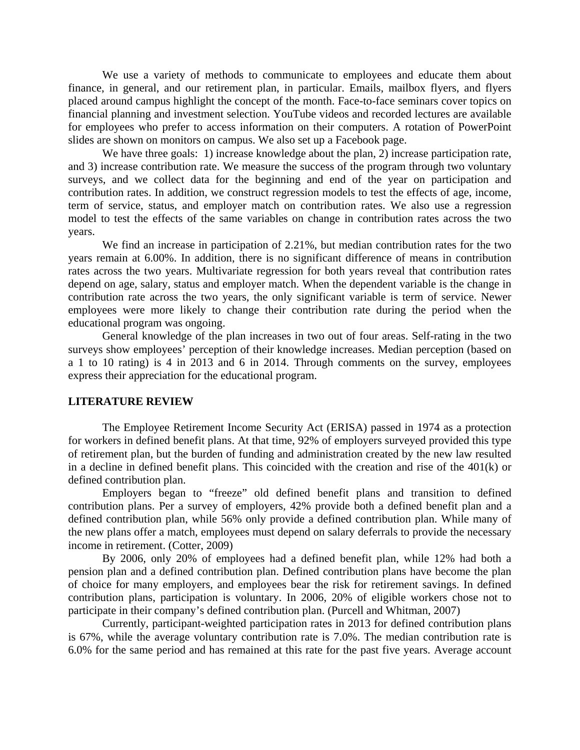We use a variety of methods to communicate to employees and educate them about finance, in general, and our retirement plan, in particular. Emails, mailbox flyers, and flyers placed around campus highlight the concept of the month. Face-to-face seminars cover topics on financial planning and investment selection. YouTube videos and recorded lectures are available for employees who prefer to access information on their computers. A rotation of PowerPoint slides are shown on monitors on campus. We also set up a Facebook page.

We have three goals: 1) increase knowledge about the plan, 2) increase participation rate, and 3) increase contribution rate. We measure the success of the program through two voluntary surveys, and we collect data for the beginning and end of the year on participation and contribution rates. In addition, we construct regression models to test the effects of age, income, term of service, status, and employer match on contribution rates. We also use a regression model to test the effects of the same variables on change in contribution rates across the two years.

We find an increase in participation of 2.21%, but median contribution rates for the two years remain at 6.00%. In addition, there is no significant difference of means in contribution rates across the two years. Multivariate regression for both years reveal that contribution rates depend on age, salary, status and employer match. When the dependent variable is the change in contribution rate across the two years, the only significant variable is term of service. Newer employees were more likely to change their contribution rate during the period when the educational program was ongoing.

General knowledge of the plan increases in two out of four areas. Self-rating in the two surveys show employees' perception of their knowledge increases. Median perception (based on a 1 to 10 rating) is 4 in 2013 and 6 in 2014. Through comments on the survey, employees express their appreciation for the educational program.

## LITERATURE REVIEW

The Employee Retirement Income Security Act (ERISA) passed in 1974 as a protection for workers in defined benefit plans. At that time, 92% of employers surveyed provided this type of retirement plan, but the burden of funding and administration created by the new law resulted in a decline in defined benefit plans. This coincided with the creation and rise of the 401(k) or defined contribution plan.

Employers began to "freeze" old defined benefit plans and transition to defined contribution plans. Per a survey of employers, 42% provide both a defined benefit plan and a defined contribution plan, while 56% only provide a defined contribution plan. While many of the new plans offer a match, employees must depend on salary deferrals to provide the necessary income in retirement. (Cotter, 2009)

By 2006, only 20% of employees had a defined benefit plan, while 12% had both a pension plan and a defined contribution plan. Defined contribution plans have become the plan of choice for many employers, and employees bear the risk for retirement savings. In defined contribution plans, participation is voluntary. In 2006, 20% of eligible workers chose not to participate in their company's defined contribution plan. (Purcell and Whitman, 2007)

Currently, participant-weighted participation rates in 2013 for defined contribution plans is 67%, while the average voluntary contribution rate is 7.0%. The median contribution rate is 6.0% for the same period and has remained at this rate for the past five years. Average account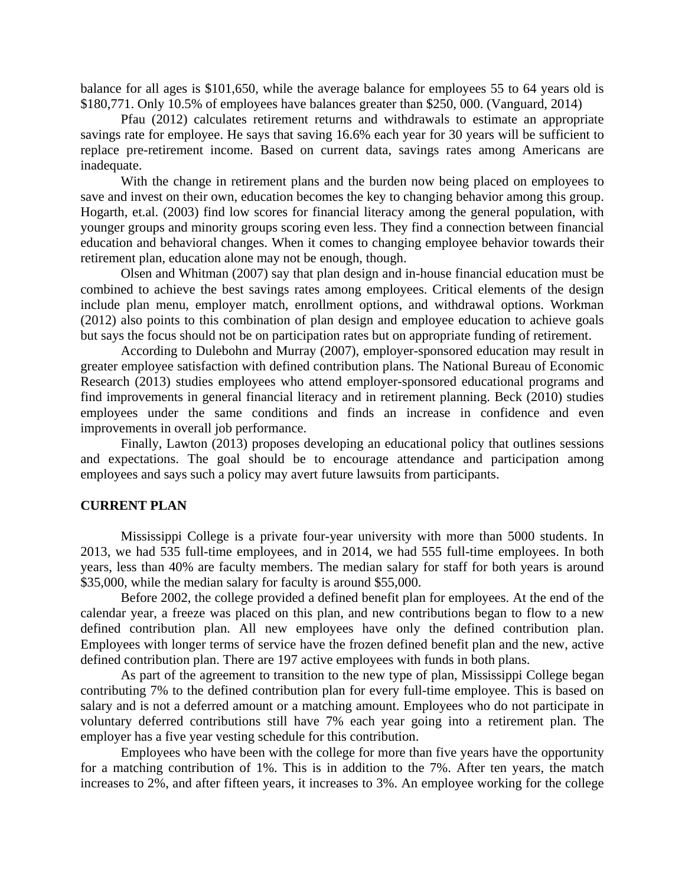balance for all ages is $101,650, while the average balance for employees 55 to 64 years old is $180,771. Only 10.5% of employees have balances greater than $250, 000. (Vanguard, 2014)

Pfau (2012) calculates retirement returns and withdrawals to estimate an appropriate savings rate for employee. He says that saving 16.6% each year for 30 years will be sufficient to replace pre-retirement income. Based on current data, savings rates among Americans are inadequate.

With the change in retirement plans and the burden now being placed on employees to save and invest on their own, education becomes the key to changing behavior among this group. Hogarth, et.al. (2003) find low scores for financial literacy among the general population, with younger groups and minority groups scoring even less. They find a connection between financial education and behavioral changes. When it comes to changing employee behavior towards their retirement plan, education alone may not be enough, though.

Olsen and Whitman (2007) say that plan design and in-house financial education must be combined to achieve the best savings rates among employees. Critical elements of the design include plan menu, employer match, enrollment options, and withdrawal options. Workman (2012) also points to this combination of plan design and employee education to achieve goals but says the focus should not be on participation rates but on appropriate funding of retirement.

According to Dulebohn and Murray (2007), employer-sponsored education may result in greater employee satisfaction with defined contribution plans. The National Bureau of Economic Research (2013) studies employees who attend employer-sponsored educational programs and find improvements in general financial literacy and in retirement planning. Beck (2010) studies employees under the same conditions and finds an increase in confidence and even improvements in overall job performance.

Finally, Lawton (2013) proposes developing an educational policy that outlines sessions and expectations. The goal should be to encourage attendance and participation among employees and says such a policy may avert future lawsuits from participants.

## CURRENT PLAN

Mississippi College is a private four-year university with more than 5000 students. In 2013, we had 535 full-time employees, and in 2014, we had 555 full-time employees. In both years, less than 40% are faculty members. The median salary for staff for both years is around $35,000, while the median salary for faculty is around $55,000.

Before 2002, the college provided a defined benefit plan for employees. At the end of the calendar year, a freeze was placed on this plan, and new contributions began to flow to a new defined contribution plan. All new employees have only the defined contribution plan. Employees with longer terms of service have the frozen defined benefit plan and the new, active defined contribution plan. There are 197 active employees with funds in both plans.

As part of the agreement to transition to the new type of plan, Mississippi College began contributing 7% to the defined contribution plan for every full-time employee. This is based on salary and is not a deferred amount or a matching amount. Employees who do not participate in voluntary deferred contributions still have 7% each year going into a retirement plan. The employer has a five year vesting schedule for this contribution.

Employees who have been with the college for more than five years have the opportunity for a matching contribution of 1%. This is in addition to the 7%. After ten years, the match increases to 2%, and after fifteen years, it increases to 3%. An employee working for the college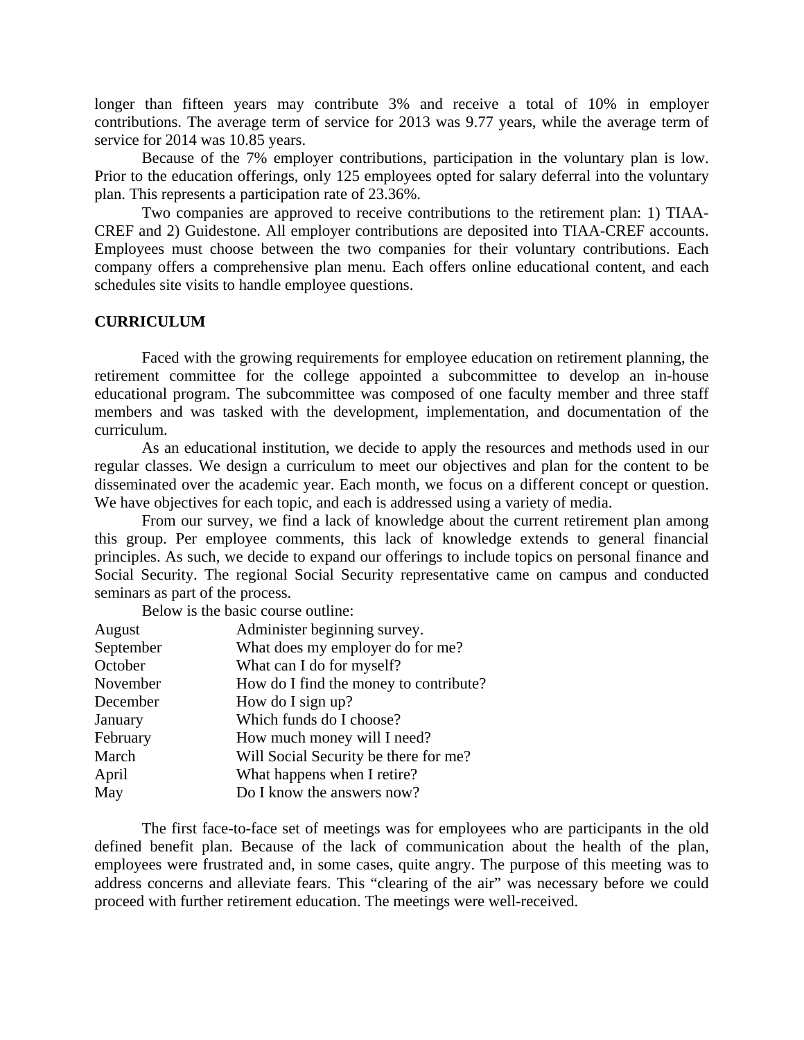longer than fifteen years may contribute 3% and receive a total of 10% in employer contributions. The average term of service for 2013 was 9.77 years, while the average term of service for 2014 was 10.85 years.

Because of the 7% employer contributions, participation in the voluntary plan is low. Prior to the education offerings, only 125 employees opted for salary deferral into the voluntary plan. This represents a participation rate of 23.36%.

Two companies are approved to receive contributions to the retirement plan: 1) TIAA-CREF and 2) Guidestone. All employer contributions are deposited into TIAA-CREF accounts. Employees must choose between the two companies for their voluntary contributions. Each company offers a comprehensive plan menu. Each offers online educational content, and each schedules site visits to handle employee questions.

## CURRICULUM

Faced with the growing requirements for employee education on retirement planning, the retirement committee for the college appointed a subcommittee to develop an in-house educational program. The subcommittee was composed of one faculty member and three staff members and was tasked with the development, implementation, and documentation of the curriculum.

As an educational institution, we decide to apply the resources and methods used in our regular classes. We design a curriculum to meet our objectives and plan for the content to be disseminated over the academic year. Each month, we focus on a different concept or question. We have objectives for each topic, and each is addressed using a variety of media.

From our survey, we find a lack of knowledge about the current retirement plan among this group. Per employee comments, this lack of knowledge extends to general financial principles. As such, we decide to expand our offerings to include topics on personal finance and Social Security. The regional Social Security representative came on campus and conducted seminars as part of the process.

Below is the basic course outline:

| | |
|---|---|
| August | Administer beginning survey. |
| September | What does my employer do for me? |
| October | What can I do for myself? |
| November | How do I find the money to contribute? |
| December | How do I sign up? |
| January | Which funds do I choose? |
| February | How much money will I need? |
| March | Will Social Security be there for me? |
| April | What happens when I retire? |
| May | Do I know the answers now? |

The first face-to-face set of meetings was for employees who are participants in the old defined benefit plan. Because of the lack of communication about the health of the plan, employees were frustrated and, in some cases, quite angry. The purpose of this meeting was to address concerns and alleviate fears. This "clearing of the air" was necessary before we could proceed with further retirement education. The meetings were well-received.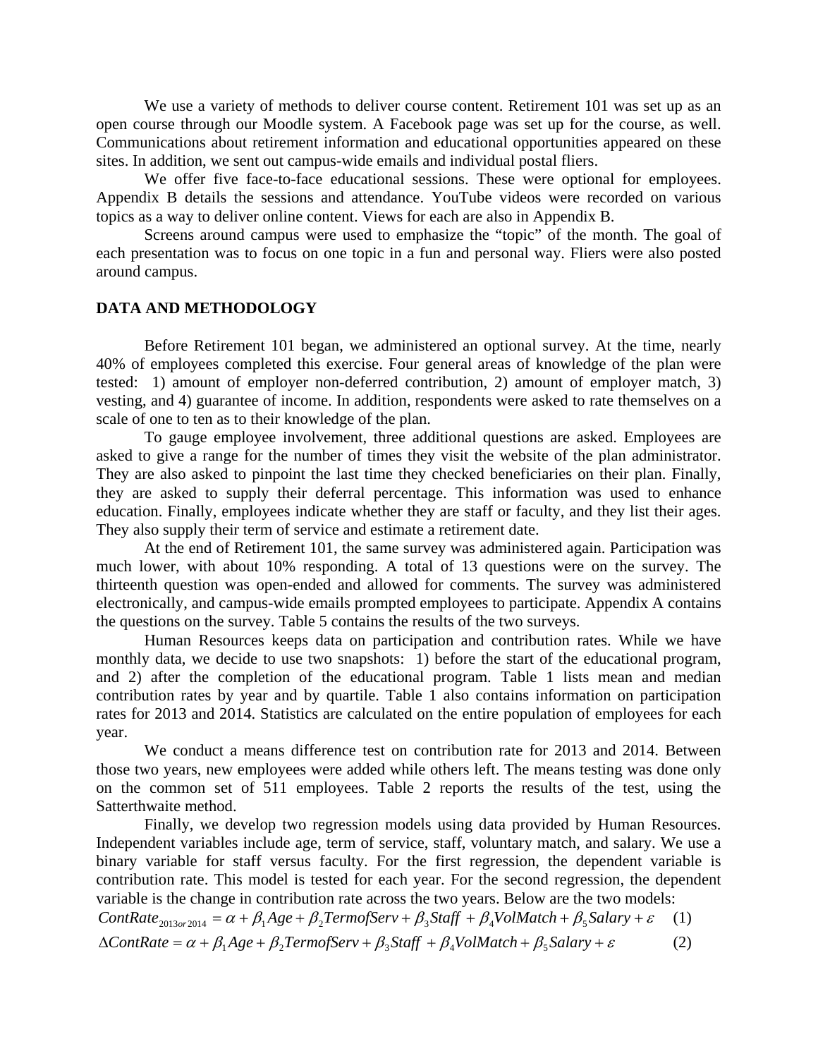We use a variety of methods to deliver course content. Retirement 101 was set up as an open course through our Moodle system. A Facebook page was set up for the course, as well. Communications about retirement information and educational opportunities appeared on these sites. In addition, we sent out campus-wide emails and individual postal fliers.

We offer five face-to-face educational sessions. These were optional for employees. Appendix B details the sessions and attendance. YouTube videos were recorded on various topics as a way to deliver online content. Views for each are also in Appendix B.

Screens around campus were used to emphasize the "topic" of the month. The goal of each presentation was to focus on one topic in a fun and personal way. Fliers were also posted around campus.

## DATA AND METHODOLOGY

Before Retirement 101 began, we administered an optional survey. At the time, nearly 40% of employees completed this exercise. Four general areas of knowledge of the plan were tested: 1) amount of employer non-deferred contribution, 2) amount of employer match, 3) vesting, and 4) guarantee of income. In addition, respondents were asked to rate themselves on a scale of one to ten as to their knowledge of the plan.

To gauge employee involvement, three additional questions are asked. Employees are asked to give a range for the number of times they visit the website of the plan administrator. They are also asked to pinpoint the last time they checked beneficiaries on their plan. Finally, they are asked to supply their deferral percentage. This information was used to enhance education. Finally, employees indicate whether they are staff or faculty, and they list their ages. They also supply their term of service and estimate a retirement date.

At the end of Retirement 101, the same survey was administered again. Participation was much lower, with about 10% responding. A total of 13 questions were on the survey. The thirteenth question was open-ended and allowed for comments. The survey was administered electronically, and campus-wide emails prompted employees to participate. Appendix A contains the questions on the survey. Table 5 contains the results of the two surveys.

Human Resources keeps data on participation and contribution rates. While we have monthly data, we decide to use two snapshots: 1) before the start of the educational program, and 2) after the completion of the educational program. Table 1 lists mean and median contribution rates by year and by quartile. Table 1 also contains information on participation rates for 2013 and 2014. Statistics are calculated on the entire population of employees for each year.

We conduct a means difference test on contribution rate for 2013 and 2014. Between those two years, new employees were added while others left. The means testing was done only on the common set of 511 employees. Table 2 reports the results of the test, using the Satterthwaite method.

Finally, we develop two regression models using data provided by Human Resources. Independent variables include age, term of service, staff, voluntary match, and salary. We use a binary variable for staff versus faculty. For the first regression, the dependent variable is contribution rate. This model is tested for each year. For the second regression, the dependent variable is the change in contribution rate across the two years. Below are the two models:

$$ContRate_{2013 or 2014} = \alpha + \beta_1 Age + \beta_2 TermofServ + \beta_3 Staff + \beta_4 VolMatch + \beta_5 Salary + \varepsilon \quad (1)$$

$$\Delta ContRate = \alpha + \beta_1 Age + \beta_2 TermofServ + \beta_3 Staff + \beta_4 VolMatch + \beta_5 Salary + \varepsilon \quad (2)$$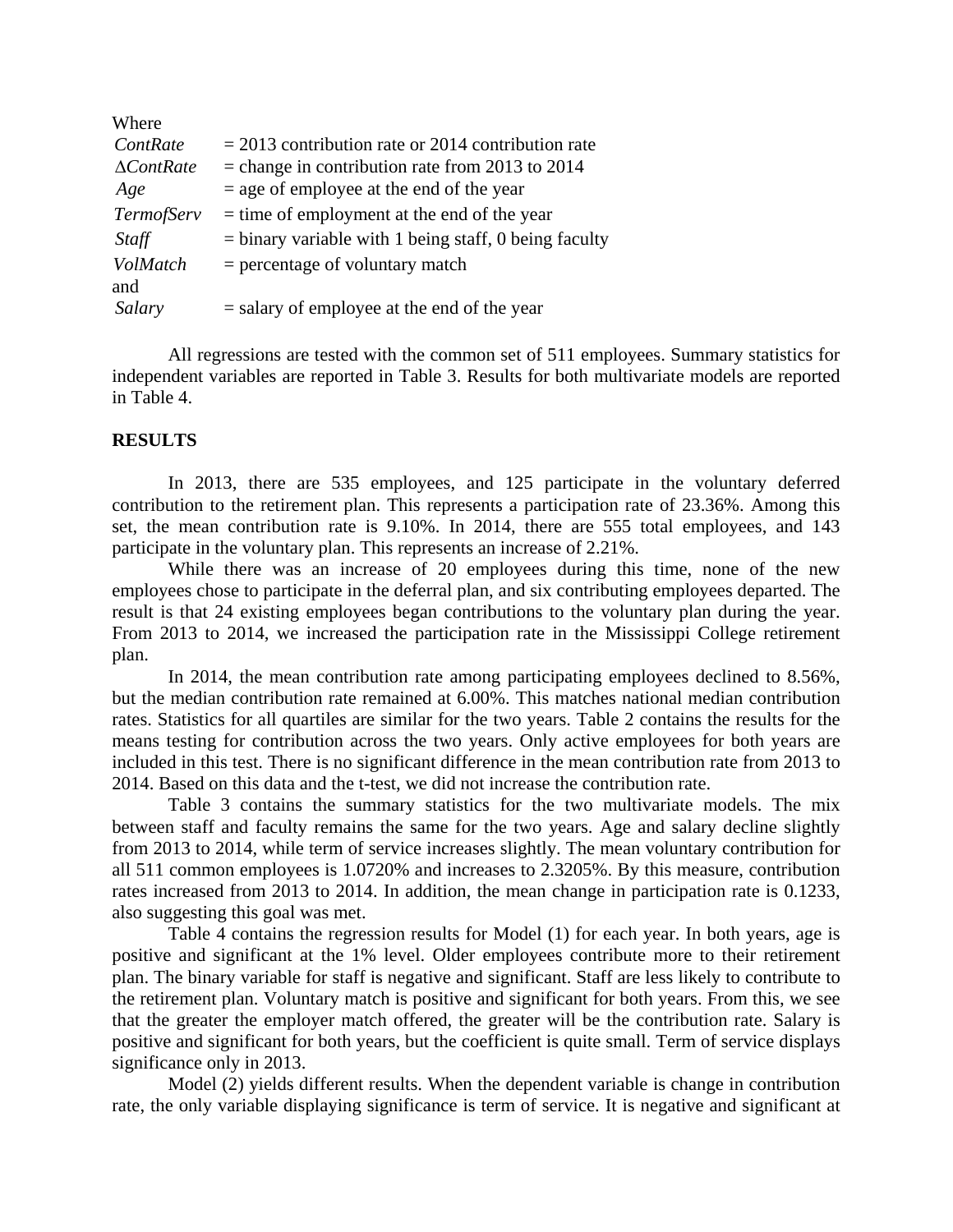Where

| | |
|---|---|
| *ContRate* | = 2013 contribution rate or 2014 contribution rate |
| $\Delta$*ContRate* | = change in contribution rate from 2013 to 2014 |
| *Age* | = age of employee at the end of the year |
| *TermofServ* | = time of employment at the end of the year |
| *Staff* | = binary variable with 1 being staff, 0 being faculty |
| *VolMatch* | = percentage of voluntary match |
| and *Salary* | = salary of employee at the end of the year |

All regressions are tested with the common set of 511 employees. Summary statistics for independent variables are reported in Table 3. Results for both multivariate models are reported in Table 4.

## RESULTS

In 2013, there are 535 employees, and 125 participate in the voluntary deferred contribution to the retirement plan. This represents a participation rate of 23.36%. Among this set, the mean contribution rate is 9.10%. In 2014, there are 555 total employees, and 143 participate in the voluntary plan. This represents an increase of 2.21%.

While there was an increase of 20 employees during this time, none of the new employees chose to participate in the deferral plan, and six contributing employees departed. The result is that 24 existing employees began contributions to the voluntary plan during the year. From 2013 to 2014, we increased the participation rate in the Mississippi College retirement plan.

In 2014, the mean contribution rate among participating employees declined to 8.56%, but the median contribution rate remained at 6.00%. This matches national median contribution rates. Statistics for all quartiles are similar for the two years. Table 2 contains the results for the means testing for contribution across the two years. Only active employees for both years are included in this test. There is no significant difference in the mean contribution rate from 2013 to 2014. Based on this data and the t-test, we did not increase the contribution rate.

Table 3 contains the summary statistics for the two multivariate models. The mix between staff and faculty remains the same for the two years. Age and salary decline slightly from 2013 to 2014, while term of service increases slightly. The mean voluntary contribution for all 511 common employees is 1.0720% and increases to 2.3205%. By this measure, contribution rates increased from 2013 to 2014. In addition, the mean change in participation rate is 0.1233, also suggesting this goal was met.

Table 4 contains the regression results for Model (1) for each year. In both years, age is positive and significant at the 1% level. Older employees contribute more to their retirement plan. The binary variable for staff is negative and significant. Staff are less likely to contribute to the retirement plan. Voluntary match is positive and significant for both years. From this, we see that the greater the employer match offered, the greater will be the contribution rate. Salary is positive and significant for both years, but the coefficient is quite small. Term of service displays significance only in 2013.

Model (2) yields different results. When the dependent variable is change in contribution rate, the only variable displaying significance is term of service. It is negative and significant at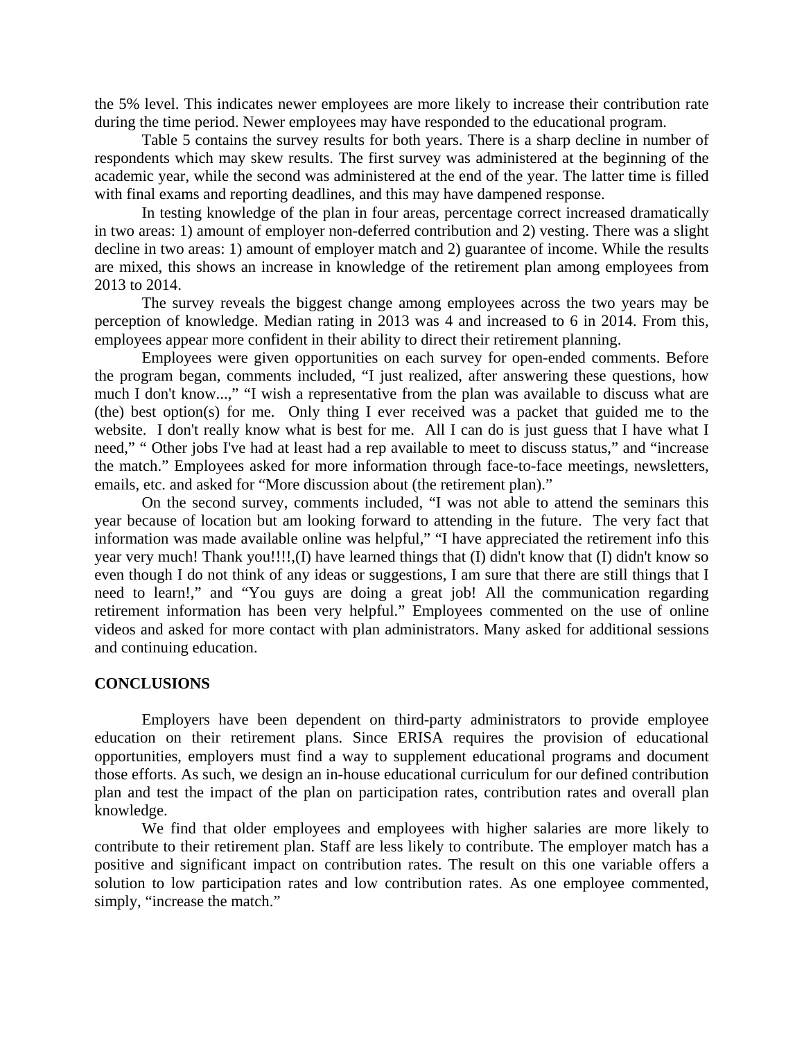the 5% level. This indicates newer employees are more likely to increase their contribution rate during the time period. Newer employees may have responded to the educational program.

Table 5 contains the survey results for both years. There is a sharp decline in number of respondents which may skew results. The first survey was administered at the beginning of the academic year, while the second was administered at the end of the year. The latter time is filled with final exams and reporting deadlines, and this may have dampened response.

In testing knowledge of the plan in four areas, percentage correct increased dramatically in two areas: 1) amount of employer non-deferred contribution and 2) vesting. There was a slight decline in two areas: 1) amount of employer match and 2) guarantee of income. While the results are mixed, this shows an increase in knowledge of the retirement plan among employees from 2013 to 2014.

The survey reveals the biggest change among employees across the two years may be perception of knowledge. Median rating in 2013 was 4 and increased to 6 in 2014. From this, employees appear more confident in their ability to direct their retirement planning.

Employees were given opportunities on each survey for open-ended comments. Before the program began, comments included, "I just realized, after answering these questions, how much I don't know...," "I wish a representative from the plan was available to discuss what are (the) best option(s) for me. Only thing I ever received was a packet that guided me to the website. I don't really know what is best for me. All I can do is just guess that I have what I need," " Other jobs I've had at least had a rep available to meet to discuss status," and "increase the match." Employees asked for more information through face-to-face meetings, newsletters, emails, etc. and asked for "More discussion about (the retirement plan)."

On the second survey, comments included, "I was not able to attend the seminars this year because of location but am looking forward to attending in the future. The very fact that information was made available online was helpful," "I have appreciated the retirement info this year very much! Thank you!!!!,(I) have learned things that (I) didn't know that (I) didn't know so even though I do not think of any ideas or suggestions, I am sure that there are still things that I need to learn!," and "You guys are doing a great job! All the communication regarding retirement information has been very helpful." Employees commented on the use of online videos and asked for more contact with plan administrators. Many asked for additional sessions and continuing education.

## CONCLUSIONS

Employers have been dependent on third-party administrators to provide employee education on their retirement plans. Since ERISA requires the provision of educational opportunities, employers must find a way to supplement educational programs and document those efforts. As such, we design an in-house educational curriculum for our defined contribution plan and test the impact of the plan on participation rates, contribution rates and overall plan knowledge.

We find that older employees and employees with higher salaries are more likely to contribute to their retirement plan. Staff are less likely to contribute. The employer match has a positive and significant impact on contribution rates. The result on this one variable offers a solution to low participation rates and low contribution rates. As one employee commented, simply, "increase the match."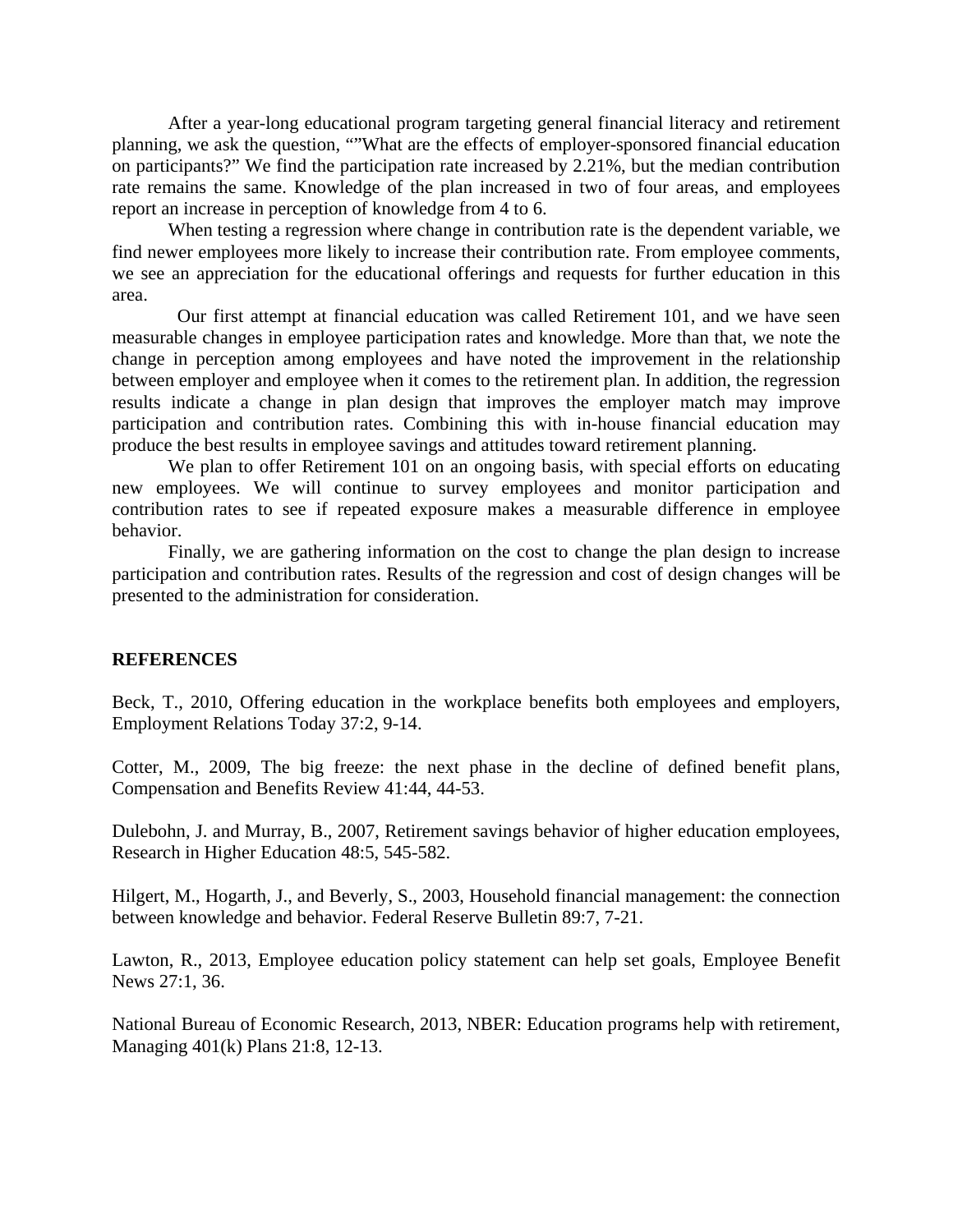After a year-long educational program targeting general financial literacy and retirement planning, we ask the question, “”What are the effects of employer-sponsored financial education on participants?” We find the participation rate increased by 2.21%, but the median contribution rate remains the same. Knowledge of the plan increased in two of four areas, and employees report an increase in perception of knowledge from 4 to 6.

When testing a regression where change in contribution rate is the dependent variable, we find newer employees more likely to increase their contribution rate. From employee comments, we see an appreciation for the educational offerings and requests for further education in this area.

Our first attempt at financial education was called Retirement 101, and we have seen measurable changes in employee participation rates and knowledge. More than that, we note the change in perception among employees and have noted the improvement in the relationship between employer and employee when it comes to the retirement plan. In addition, the regression results indicate a change in plan design that improves the employer match may improve participation and contribution rates. Combining this with in-house financial education may produce the best results in employee savings and attitudes toward retirement planning.

We plan to offer Retirement 101 on an ongoing basis, with special efforts on educating new employees. We will continue to survey employees and monitor participation and contribution rates to see if repeated exposure makes a measurable difference in employee behavior.

Finally, we are gathering information on the cost to change the plan design to increase participation and contribution rates. Results of the regression and cost of design changes will be presented to the administration for consideration.

**REFERENCES**

Beck, T., 2010, Offering education in the workplace benefits both employees and employers, Employment Relations Today 37:2, 9-14.

Cotter, M., 2009, The big freeze: the next phase in the decline of defined benefit plans, Compensation and Benefits Review 41:44, 44-53.

Dulebohn, J. and Murray, B., 2007, Retirement savings behavior of higher education employees, Research in Higher Education 48:5, 545-582.

Hilgert, M., Hogarth, J., and Beverly, S., 2003, Household financial management: the connection between knowledge and behavior. Federal Reserve Bulletin 89:7, 7-21.

Lawton, R., 2013, Employee education policy statement can help set goals, Employee Benefit News 27:1, 36.

National Bureau of Economic Research, 2013, NBER: Education programs help with retirement, Managing 401(k) Plans 21:8, 12-13.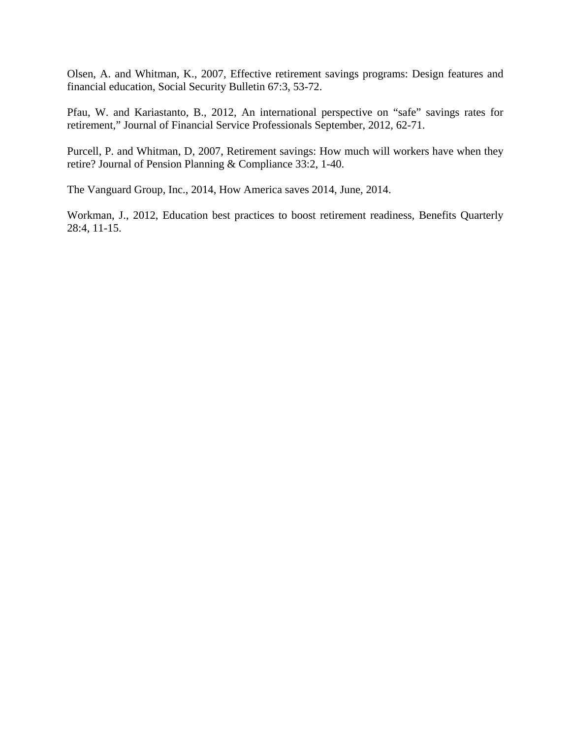Olsen, A. and Whitman, K., 2007, Effective retirement savings programs: Design features and financial education, Social Security Bulletin 67:3, 53-72.

Pfau, W. and Kariastanto, B., 2012, An international perspective on “safe” savings rates for retirement,” Journal of Financial Service Professionals September, 2012, 62-71.

Purcell, P. and Whitman, D, 2007, Retirement savings: How much will workers have when they retire? Journal of Pension Planning & Compliance 33:2, 1-40.

The Vanguard Group, Inc., 2014, How America saves 2014, June, 2014.

Workman, J., 2012, Education best practices to boost retirement readiness, Benefits Quarterly 28:4, 11-15.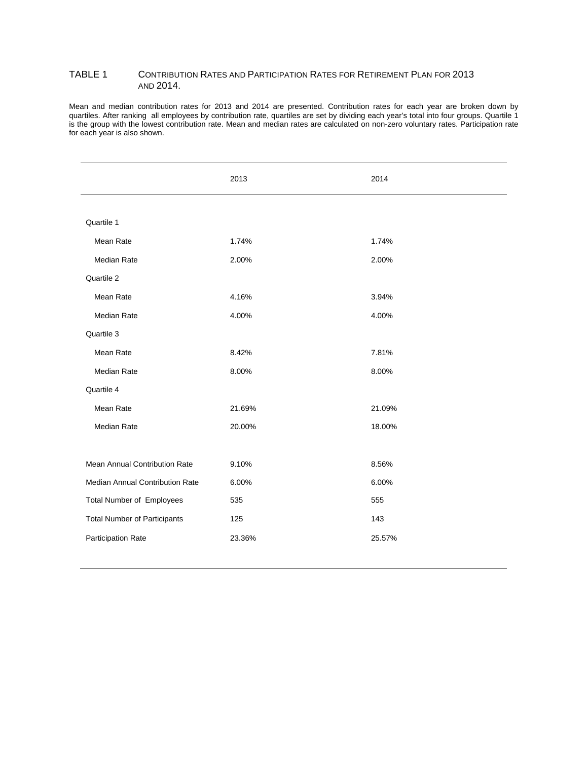TABLE 1 CONTRIBUTION RATES AND PARTICIPATION RATES FOR RETIREMENT PLAN FOR 2013 AND 2014.

Mean and median contribution rates for 2013 and 2014 are presented. Contribution rates for each year are broken down by quartiles. After ranking all employees by contribution rate, quartiles are set by dividing each year's total into four groups. Quartile 1 is the group with the lowest contribution rate. Mean and median rates are calculated on non-zero voluntary rates. Participation rate for each year is also shown.

| | 2013 | 2014 |
|---|---|---|
| Quartile 1 | | |
| Mean Rate | 1.74% | 1.74% |
| Median Rate | 2.00% | 2.00% |
| Quartile 2 | | |
| Mean Rate | 4.16% | 3.94% |
| Median Rate | 4.00% | 4.00% |
| Quartile 3 | | |
| Mean Rate | 8.42% | 7.81% |
| Median Rate | 8.00% | 8.00% |
| Quartile 4 | | |
| Mean Rate | 21.69% | 21.09% |
| Median Rate | 20.00% | 18.00% |
| Mean Annual Contribution Rate | 9.10% | 8.56% |
| Median Annual Contribution Rate | 6.00% | 6.00% |
| Total Number of Employees | 535 | 555 |
| Total Number of Participants | 125 | 143 |
| Participation Rate | 23.36% | 25.57% |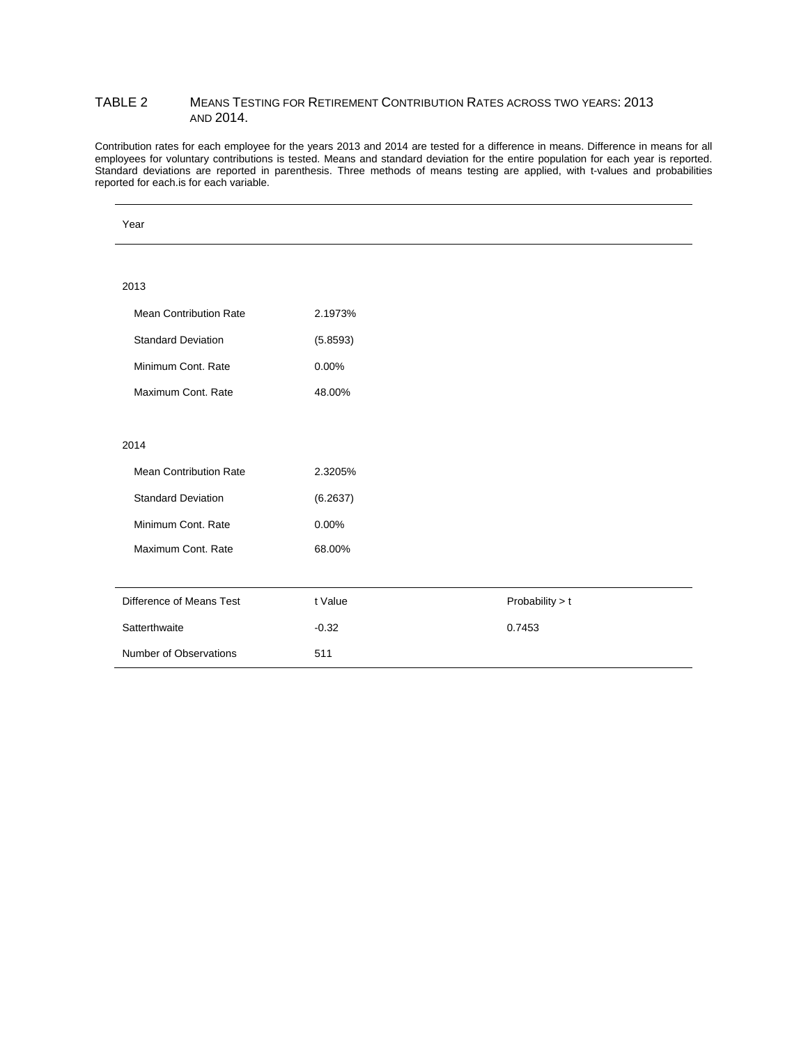TABLE 2 MEANS TESTING FOR RETIREMENT CONTRIBUTION RATES ACROSS TWO YEARS: 2013 AND 2014.

Contribution rates for each employee for the years 2013 and 2014 are tested for a difference in means. Difference in means for all employees for voluntary contributions is tested. Means and standard deviation for the entire population for each year is reported. Standard deviations are reported in parenthesis. Three methods of means testing are applied, with t-values and probabilities reported for each.is for each variable.

| Year | | |
|---|---|---|
| 2013 | | |
| Mean Contribution Rate | 2.1973% | |
| Standard Deviation | (5.8593) | |
| Minimum Cont. Rate | 0.00% | |
| Maximum Cont. Rate | 48.00% | |
| 2014 | | |
| Mean Contribution Rate | 2.3205% | |
| Standard Deviation | (6.2637) | |
| Minimum Cont. Rate | 0.00% | |
| Maximum Cont. Rate | 68.00% | |
| Difference of Means Test | t Value | Probability > t |
| Satterthwaite | -0.32 | 0.7453 |
| Number of Observations | 511 | |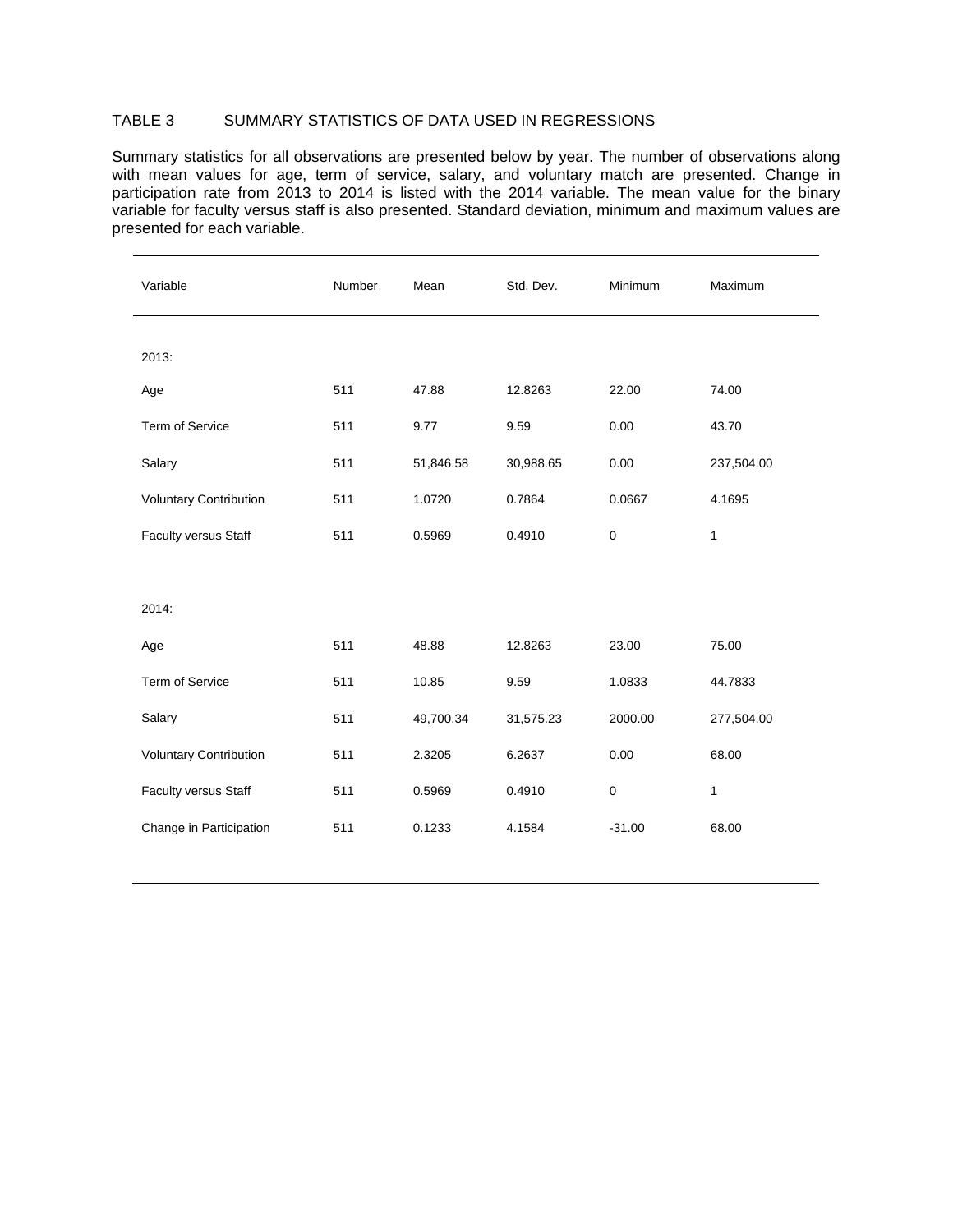TABLE 3 SUMMARY STATISTICS OF DATA USED IN REGRESSIONS

Summary statistics for all observations are presented below by year. The number of observations along with mean values for age, term of service, salary, and voluntary match are presented. Change in participation rate from 2013 to 2014 is listed with the 2014 variable. The mean value for the binary variable for faculty versus staff is also presented. Standard deviation, minimum and maximum values are presented for each variable.

| Variable | Number | Mean | Std. Dev. | Minimum | Maximum |
|---|---|---|---|---|---|
| 2013: | | | | | |
| Age | 511 | 47.88 | 12.8263 | 22.00 | 74.00 |
| Term of Service | 511 | 9.77 | 9.59 | 0.00 | 43.70 |
| Salary | 511 | 51,846.58 | 30,988.65 | 0.00 | 237,504.00 |
| Voluntary Contribution | 511 | 1.0720 | 0.7864 | 0.0667 | 4.1695 |
| Faculty versus Staff | 511 | 0.5969 | 0.4910 | 0 | 1 |
| 2014: | | | | | |
| Age | 511 | 48.88 | 12.8263 | 23.00 | 75.00 |
| Term of Service | 511 | 10.85 | 9.59 | 1.0833 | 44.7833 |
| Salary | 511 | 49,700.34 | 31,575.23 | 2000.00 | 277,504.00 |
| Voluntary Contribution | 511 | 2.3205 | 6.2637 | 0.00 | 68.00 |
| Faculty versus Staff | 511 | 0.5969 | 0.4910 | 0 | 1 |
| Change in Participation | 511 | 0.1233 | 4.1584 | -31.00 | 68.00 |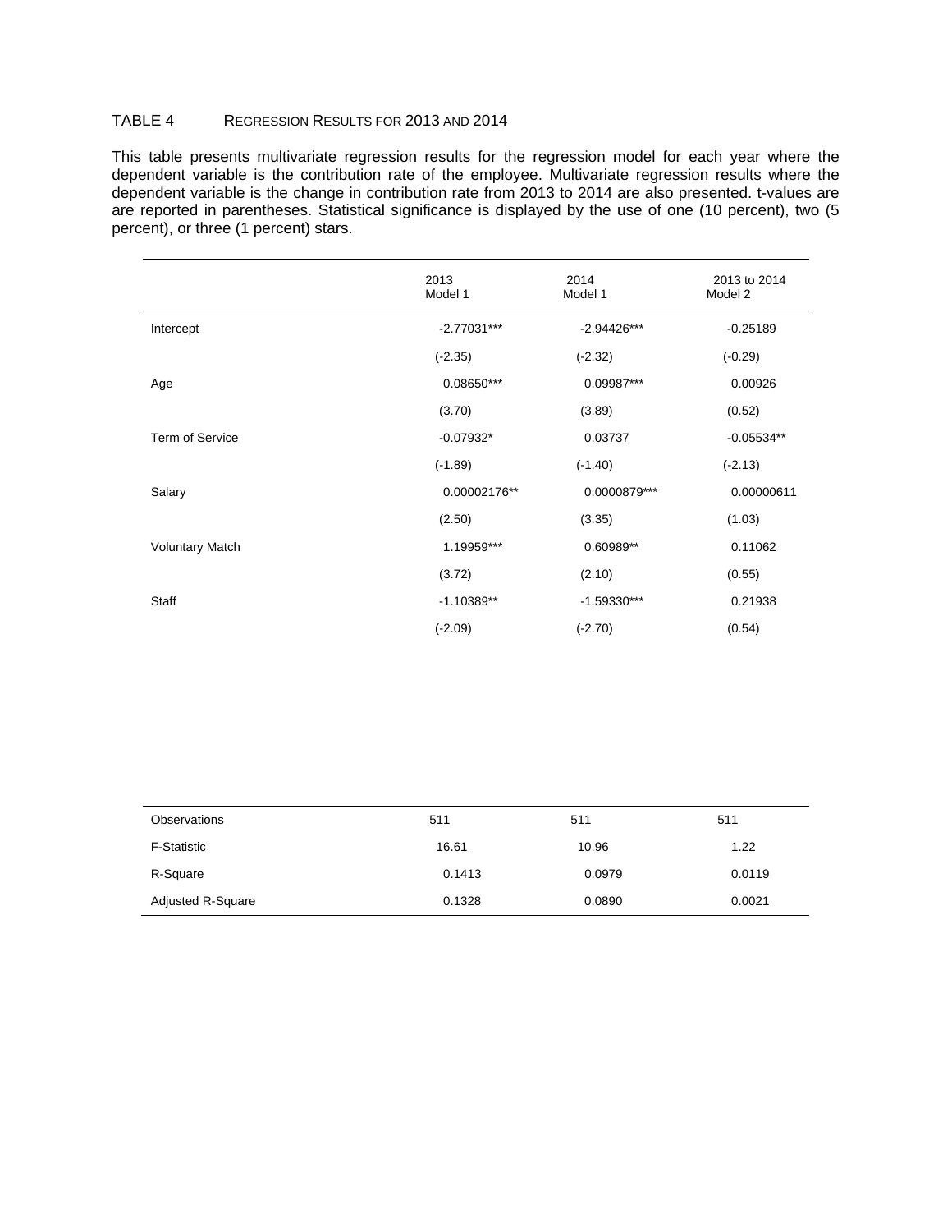TABLE 4 REGRESSION RESULTS FOR 2013 AND 2014

This table presents multivariate regression results for the regression model for each year where the dependent variable is the contribution rate of the employee. Multivariate regression results where the dependent variable is the change in contribution rate from 2013 to 2014 are also presented. t-values are are reported in parentheses. Statistical significance is displayed by the use of one (10 percent), two (5 percent), or three (1 percent) stars.

| | 2013 Model 1 | 2014 Model 1 | 2013 to 2014 Model 2 |
|---|---|---|---|
| Intercept | -2.77031*** | -2.94426*** | -0.25189 |
| | (-2.35) | (-2.32) | (-0.29) |
| Age | 0.08650*** | 0.09987*** | 0.00926 |
| | (3.70) | (3.89) | (0.52) |
| Term of Service | -0.07932* | 0.03737 | -0.05534** |
| | (-1.89) | (-1.40) | (-2.13) |
| Salary | 0.00002176** | 0.0000879*** | 0.00000611 |
| | (2.50) | (3.35) | (1.03) |
| Voluntary Match | 1.19959*** | 0.60989** | 0.11062 |
| | (3.72) | (2.10) | (0.55) |
| Staff | -1.10389** | -1.59330*** | 0.21938 |
| | (-2.09) | (-2.70) | (0.54) |
| Observations | 511 | 511 | 511 |
| F-Statistic | 16.61 | 10.96 | 1.22 |
| R-Square | 0.1413 | 0.0979 | 0.0119 |
| Adjusted R-Square | 0.1328 | 0.0890 | 0.0021 |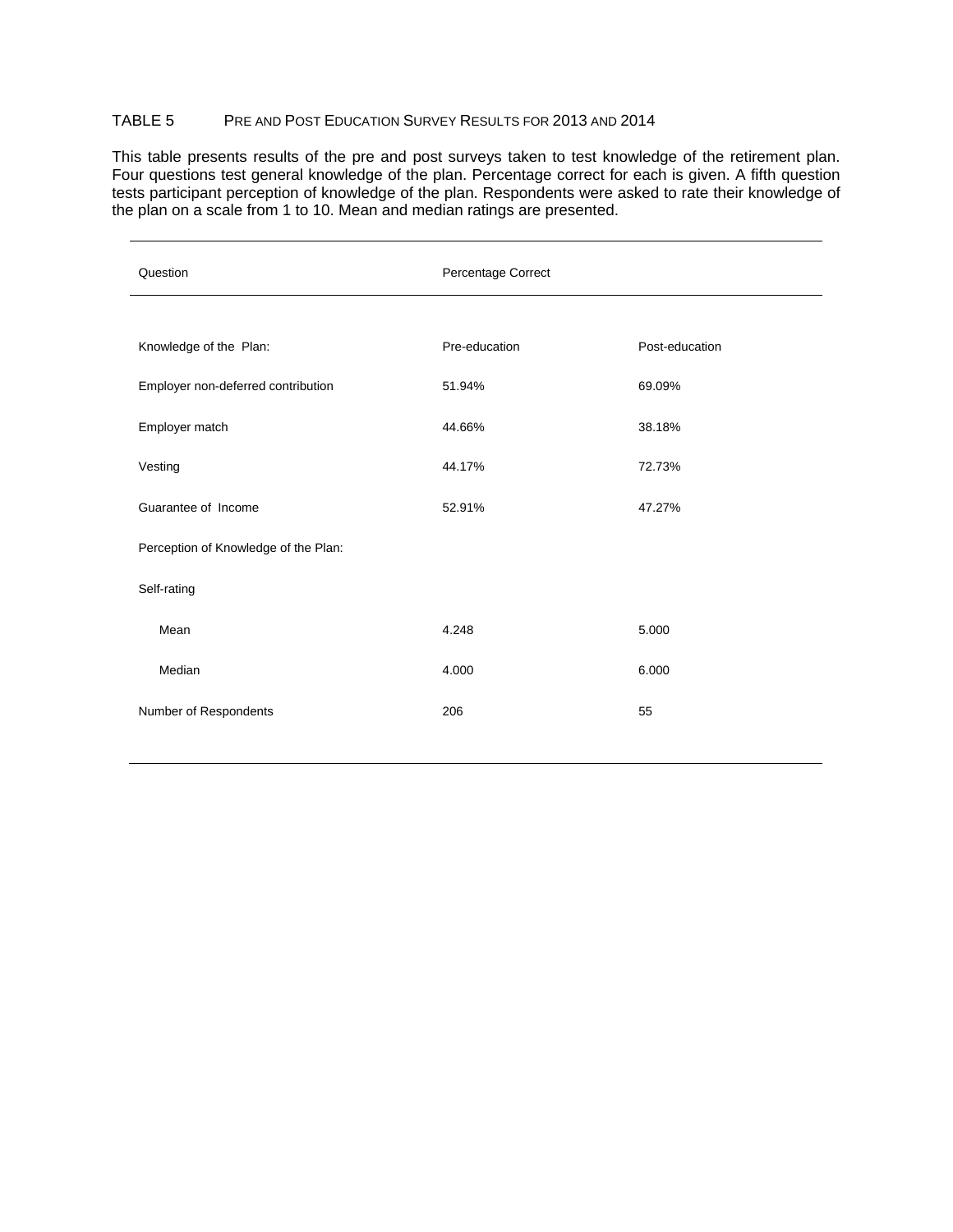TABLE 5 PRE AND POST EDUCATION SURVEY RESULTS FOR 2013 AND 2014

This table presents results of the pre and post surveys taken to test knowledge of the retirement plan. Four questions test general knowledge of the plan. Percentage correct for each is given. A fifth question tests participant perception of knowledge of the plan. Respondents were asked to rate their knowledge of the plan on a scale from 1 to 10. Mean and median ratings are presented.

| Question | Percentage Correct | |
|---|---|---|
| Knowledge of the Plan: | Pre-education | Post-education |
| Employer non-deferred contribution | 51.94% | 69.09% |
| Employer match | 44.66% | 38.18% |
| Vesting | 44.17% | 72.73% |
| Guarantee of Income | 52.91% | 47.27% |
| Perception of Knowledge of the Plan: | | |
| Self-rating | | |
| Mean | 4.248 | 5.000 |
| Median | 4.000 | 6.000 |
| Number of Respondents | 206 | 55 |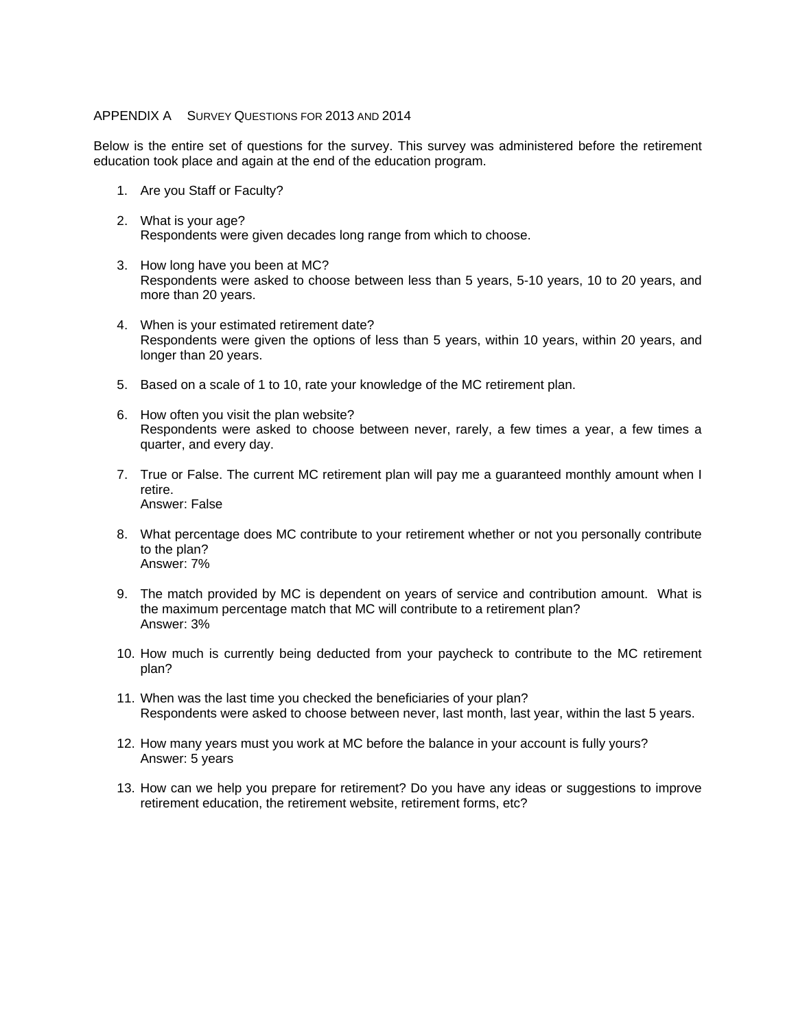## APPENDIX A Survey Questions for 2013 and 2014

Below is the entire set of questions for the survey. This survey was administered before the retirement education took place and again at the end of the education program.

1. Are you Staff or Faculty?

2. What is your age?
   Respondents were given decades long range from which to choose.

3. How long have you been at MC?
   Respondents were asked to choose between less than 5 years, 5-10 years, 10 to 20 years, and more than 20 years.

4. When is your estimated retirement date?
   Respondents were given the options of less than 5 years, within 10 years, within 20 years, and longer than 20 years.

5. Based on a scale of 1 to 10, rate your knowledge of the MC retirement plan.

6. How often you visit the plan website?
   Respondents were asked to choose between never, rarely, a few times a year, a few times a quarter, and every day.

7. True or False. The current MC retirement plan will pay me a guaranteed monthly amount when I retire.
   Answer: False

8. What percentage does MC contribute to your retirement whether or not you personally contribute to the plan?
   Answer: 7%

9. The match provided by MC is dependent on years of service and contribution amount. What is the maximum percentage match that MC will contribute to a retirement plan?
   Answer: 3%

10. How much is currently being deducted from your paycheck to contribute to the MC retirement plan?

11. When was the last time you checked the beneficiaries of your plan?
    Respondents were asked to choose between never, last month, last year, within the last 5 years.

12. How many years must you work at MC before the balance in your account is fully yours?
    Answer: 5 years

13. How can we help you prepare for retirement? Do you have any ideas or suggestions to improve retirement education, the retirement website, retirement forms, etc?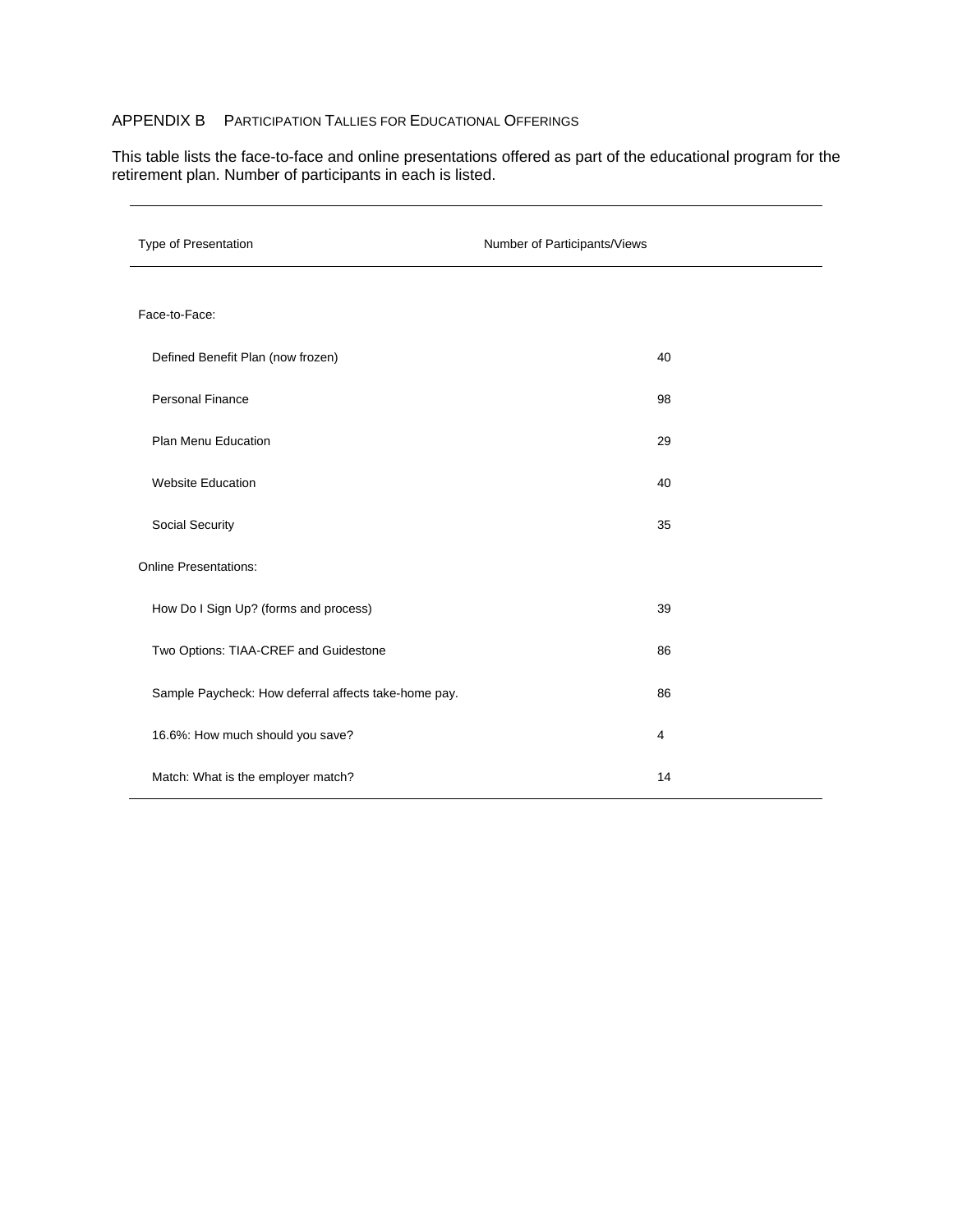## APPENDIX B Participation Tallies for Educational Offerings

This table lists the face-to-face and online presentations offered as part of the educational program for the retirement plan. Number of participants in each is listed.

| Type of Presentation | Number of Participants/Views |
|---|---|
| Face-to-Face: | |
| Defined Benefit Plan (now frozen) | 40 |
| Personal Finance | 98 |
| Plan Menu Education | 29 |
| Website Education | 40 |
| Social Security | 35 |
| Online Presentations: | |
| How Do I Sign Up? (forms and process) | 39 |
| Two Options: TIAA-CREF and Guidestone | 86 |
| Sample Paycheck: How deferral affects take-home pay. | 86 |
| 16.6%: How much should you save? | 4 |
| Match: What is the employer match? | 14 |